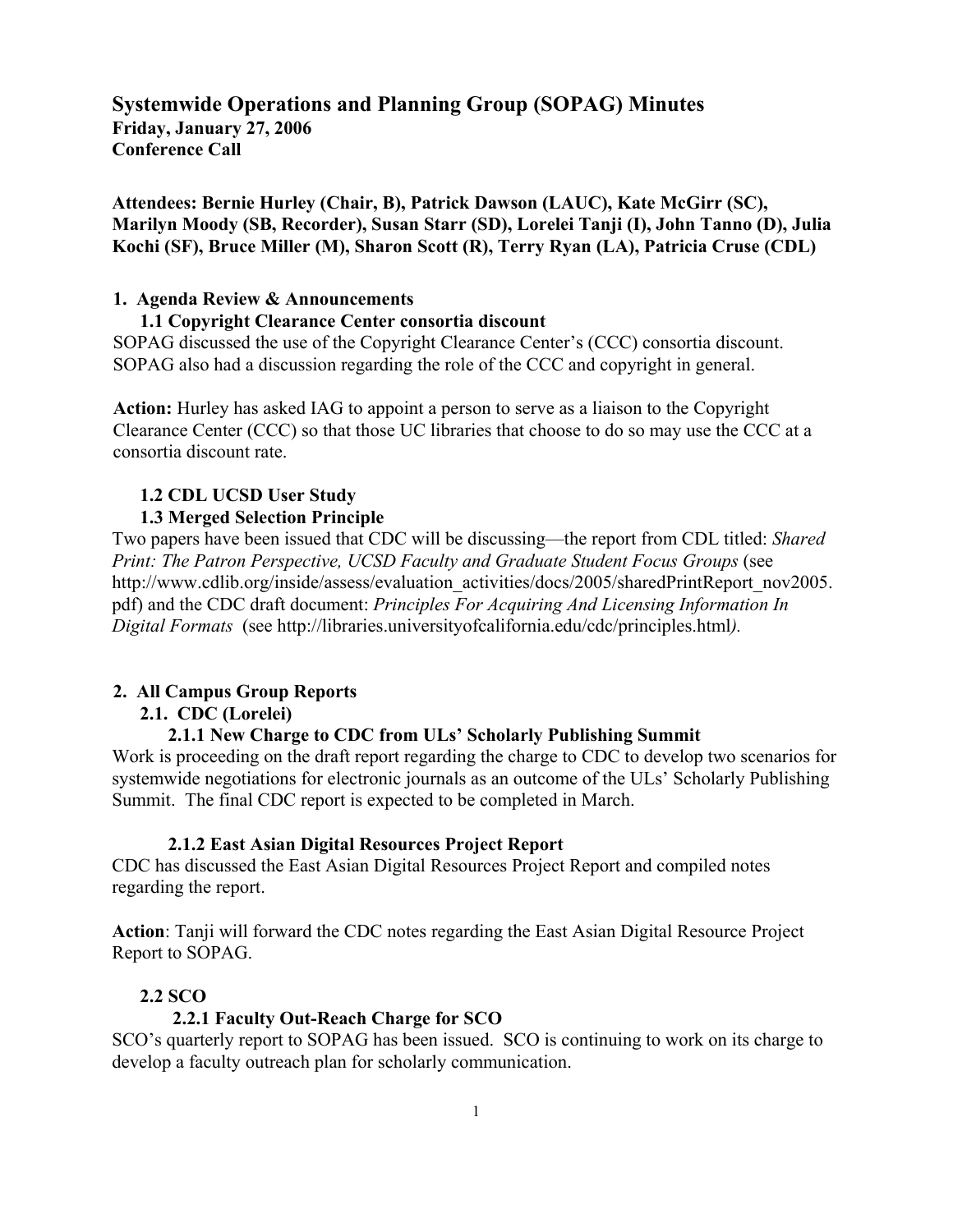# Systemwide Operations and Planning Group (SOPAG) Minutes

**Friday, January 27, 2006**
**Conference Call**

**Attendees: Bernie Hurley (Chair, B), Patrick Dawson (LAUC), Kate McGirr (SC), Marilyn Moody (SB, Recorder), Susan Starr (SD), Lorelei Tanji (I), John Tanno (D), Julia Kochi (SF), Bruce Miller (M), Sharon Scott (R), Terry Ryan (LA), Patricia Cruse (CDL)**

## 1. Agenda Review & Announcements

### 1.1 Copyright Clearance Center consortia discount

SOPAG discussed the use of the Copyright Clearance Center's (CCC) consortia discount. SOPAG also had a discussion regarding the role of the CCC and copyright in general.

**Action:** Hurley has asked IAG to appoint a person to serve as a liaison to the Copyright Clearance Center (CCC) so that those UC libraries that choose to do so may use the CCC at a consortia discount rate.

### 1.2 CDL UCSD User Study

### 1.3 Merged Selection Principle

Two papers have been issued that CDC will be discussing—the report from CDL titled: *Shared Print: The Patron Perspective, UCSD Faculty and Graduate Student Focus Groups* (see http://www.cdlib.org/inside/assess/evaluation_activities/docs/2005/sharedPrintReport_nov2005.pdf) and the CDC draft document: *Principles For Acquiring And Licensing Information In Digital Formats* (see http://libraries.universityofcalifornia.edu/cdc/principles.html).

## 2. All Campus Group Reports

### 2.1. CDC (Lorelei)

#### 2.1.1 New Charge to CDC from ULs' Scholarly Publishing Summit

Work is proceeding on the draft report regarding the charge to CDC to develop two scenarios for systemwide negotiations for electronic journals as an outcome of the ULs' Scholarly Publishing Summit. The final CDC report is expected to be completed in March.

#### 2.1.2 East Asian Digital Resources Project Report

CDC has discussed the East Asian Digital Resources Project Report and compiled notes regarding the report.

**Action**: Tanji will forward the CDC notes regarding the East Asian Digital Resource Project Report to SOPAG.

### 2.2 SCO

#### 2.2.1 Faculty Out-Reach Charge for SCO

SCO's quarterly report to SOPAG has been issued. SCO is continuing to work on its charge to develop a faculty outreach plan for scholarly communication.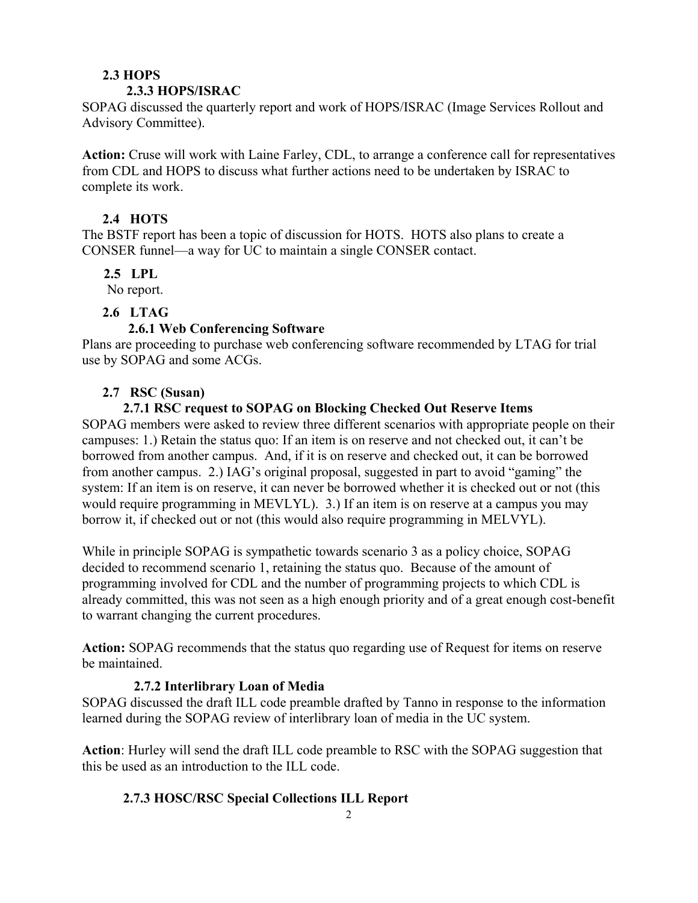### 2.3 HOPS

#### 2.3.3 HOPS/ISRAC

SOPAG discussed the quarterly report and work of HOPS/ISRAC (Image Services Rollout and Advisory Committee).

**Action:** Cruse will work with Laine Farley, CDL, to arrange a conference call for representatives from CDL and HOPS to discuss what further actions need to be undertaken by ISRAC to complete its work.

### 2.4 HOTS

The BSTF report has been a topic of discussion for HOTS. HOTS also plans to create a CONSER funnel—a way for UC to maintain a single CONSER contact.

### 2.5 LPL

No report.

### 2.6 LTAG

#### 2.6.1 Web Conferencing Software

Plans are proceeding to purchase web conferencing software recommended by LTAG for trial use by SOPAG and some ACGs.

### 2.7 RSC (Susan)

#### 2.7.1 RSC request to SOPAG on Blocking Checked Out Reserve Items

SOPAG members were asked to review three different scenarios with appropriate people on their campuses: 1.) Retain the status quo: If an item is on reserve and not checked out, it can't be borrowed from another campus. And, if it is on reserve and checked out, it can be borrowed from another campus. 2.) IAG's original proposal, suggested in part to avoid "gaming" the system: If an item is on reserve, it can never be borrowed whether it is checked out or not (this would require programming in MEVLYL). 3.) If an item is on reserve at a campus you may borrow it, if checked out or not (this would also require programming in MELVYL).

While in principle SOPAG is sympathetic towards scenario 3 as a policy choice, SOPAG decided to recommend scenario 1, retaining the status quo. Because of the amount of programming involved for CDL and the number of programming projects to which CDL is already committed, this was not seen as a high enough priority and of a great enough cost-benefit to warrant changing the current procedures.

**Action:** SOPAG recommends that the status quo regarding use of Request for items on reserve be maintained.

#### 2.7.2 Interlibrary Loan of Media

SOPAG discussed the draft ILL code preamble drafted by Tanno in response to the information learned during the SOPAG review of interlibrary loan of media in the UC system.

**Action**: Hurley will send the draft ILL code preamble to RSC with the SOPAG suggestion that this be used as an introduction to the ILL code.

#### 2.7.3 HOSC/RSC Special Collections ILL Report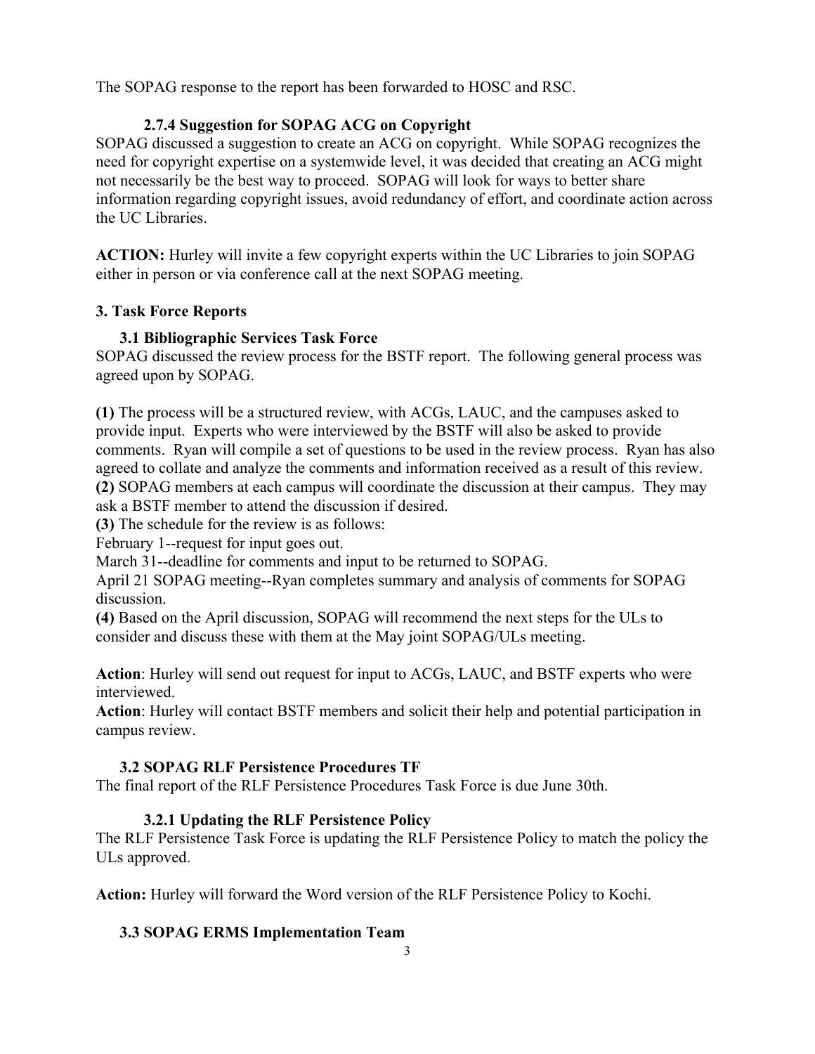The SOPAG response to the report has been forwarded to HOSC and RSC.

#### 2.7.4 Suggestion for SOPAG ACG on Copyright

SOPAG discussed a suggestion to create an ACG on copyright. While SOPAG recognizes the need for copyright expertise on a systemwide level, it was decided that creating an ACG might not necessarily be the best way to proceed. SOPAG will look for ways to better share information regarding copyright issues, avoid redundancy of effort, and coordinate action across the UC Libraries.

**ACTION:** Hurley will invite a few copyright experts within the UC Libraries to join SOPAG either in person or via conference call at the next SOPAG meeting.

## 3. Task Force Reports

### 3.1 Bibliographic Services Task Force

SOPAG discussed the review process for the BSTF report. The following general process was agreed upon by SOPAG.

**(1)** The process will be a structured review, with ACGs, LAUC, and the campuses asked to provide input. Experts who were interviewed by the BSTF will also be asked to provide comments. Ryan will compile a set of questions to be used in the review process. Ryan has also agreed to collate and analyze the comments and information received as a result of this review.
**(2)** SOPAG members at each campus will coordinate the discussion at their campus. They may ask a BSTF member to attend the discussion if desired.
**(3)** The schedule for the review is as follows:
February 1--request for input goes out.
March 31--deadline for comments and input to be returned to SOPAG.
April 21 SOPAG meeting--Ryan completes summary and analysis of comments for SOPAG discussion.
**(4)** Based on the April discussion, SOPAG will recommend the next steps for the ULs to consider and discuss these with them at the May joint SOPAG/ULs meeting.

**Action**: Hurley will send out request for input to ACGs, LAUC, and BSTF experts who were interviewed.
**Action**: Hurley will contact BSTF members and solicit their help and potential participation in campus review.

### 3.2 SOPAG RLF Persistence Procedures TF

The final report of the RLF Persistence Procedures Task Force is due June 30th.

#### 3.2.1 Updating the RLF Persistence Policy

The RLF Persistence Task Force is updating the RLF Persistence Policy to match the policy the ULs approved.

**Action:** Hurley will forward the Word version of the RLF Persistence Policy to Kochi.

### 3.3 SOPAG ERMS Implementation Team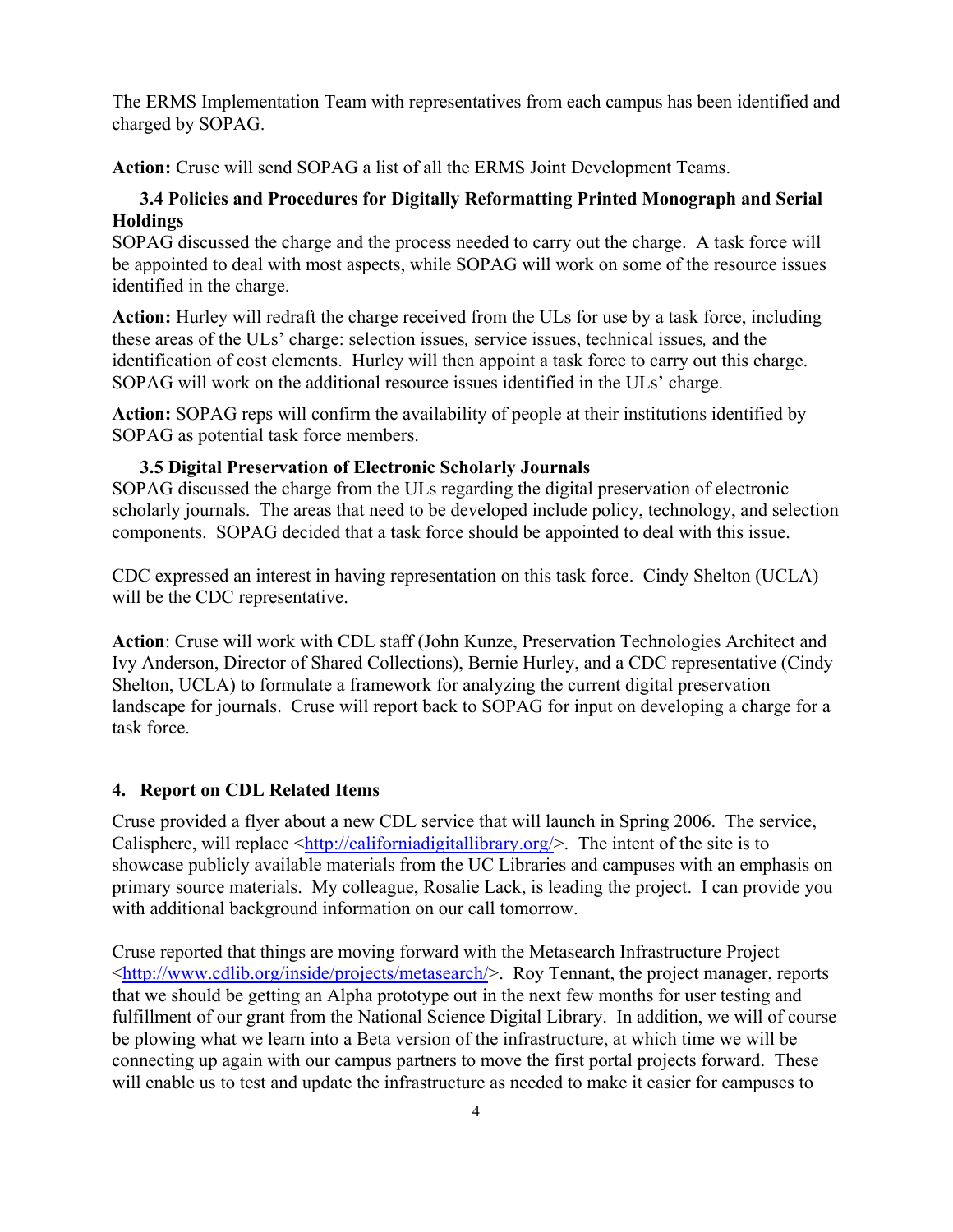The ERMS Implementation Team with representatives from each campus has been identified and charged by SOPAG.

**Action:** Cruse will send SOPAG a list of all the ERMS Joint Development Teams.

### 3.4 Policies and Procedures for Digitally Reformatting Printed Monograph and Serial Holdings

SOPAG discussed the charge and the process needed to carry out the charge. A task force will be appointed to deal with most aspects, while SOPAG will work on some of the resource issues identified in the charge.

**Action:** Hurley will redraft the charge received from the ULs for use by a task force, including these areas of the ULs' charge: selection issues, service issues, technical issues, and the identification of cost elements. Hurley will then appoint a task force to carry out this charge. SOPAG will work on the additional resource issues identified in the ULs' charge.

**Action:** SOPAG reps will confirm the availability of people at their institutions identified by SOPAG as potential task force members.

### 3.5 Digital Preservation of Electronic Scholarly Journals

SOPAG discussed the charge from the ULs regarding the digital preservation of electronic scholarly journals. The areas that need to be developed include policy, technology, and selection components. SOPAG decided that a task force should be appointed to deal with this issue.

CDC expressed an interest in having representation on this task force. Cindy Shelton (UCLA) will be the CDC representative.

**Action**: Cruse will work with CDL staff (John Kunze, Preservation Technologies Architect and Ivy Anderson, Director of Shared Collections), Bernie Hurley, and a CDC representative (Cindy Shelton, UCLA) to formulate a framework for analyzing the current digital preservation landscape for journals. Cruse will report back to SOPAG for input on developing a charge for a task force.

## 4. Report on CDL Related Items

Cruse provided a flyer about a new CDL service that will launch in Spring 2006. The service, Calisphere, will replace <http://californiadigitallibrary.org/>. The intent of the site is to showcase publicly available materials from the UC Libraries and campuses with an emphasis on primary source materials. My colleague, Rosalie Lack, is leading the project. I can provide you with additional background information on our call tomorrow.

Cruse reported that things are moving forward with the Metasearch Infrastructure Project <http://www.cdlib.org/inside/projects/metasearch/>. Roy Tennant, the project manager, reports that we should be getting an Alpha prototype out in the next few months for user testing and fulfillment of our grant from the National Science Digital Library. In addition, we will of course be plowing what we learn into a Beta version of the infrastructure, at which time we will be connecting up again with our campus partners to move the first portal projects forward. These will enable us to test and update the infrastructure as needed to make it easier for campuses to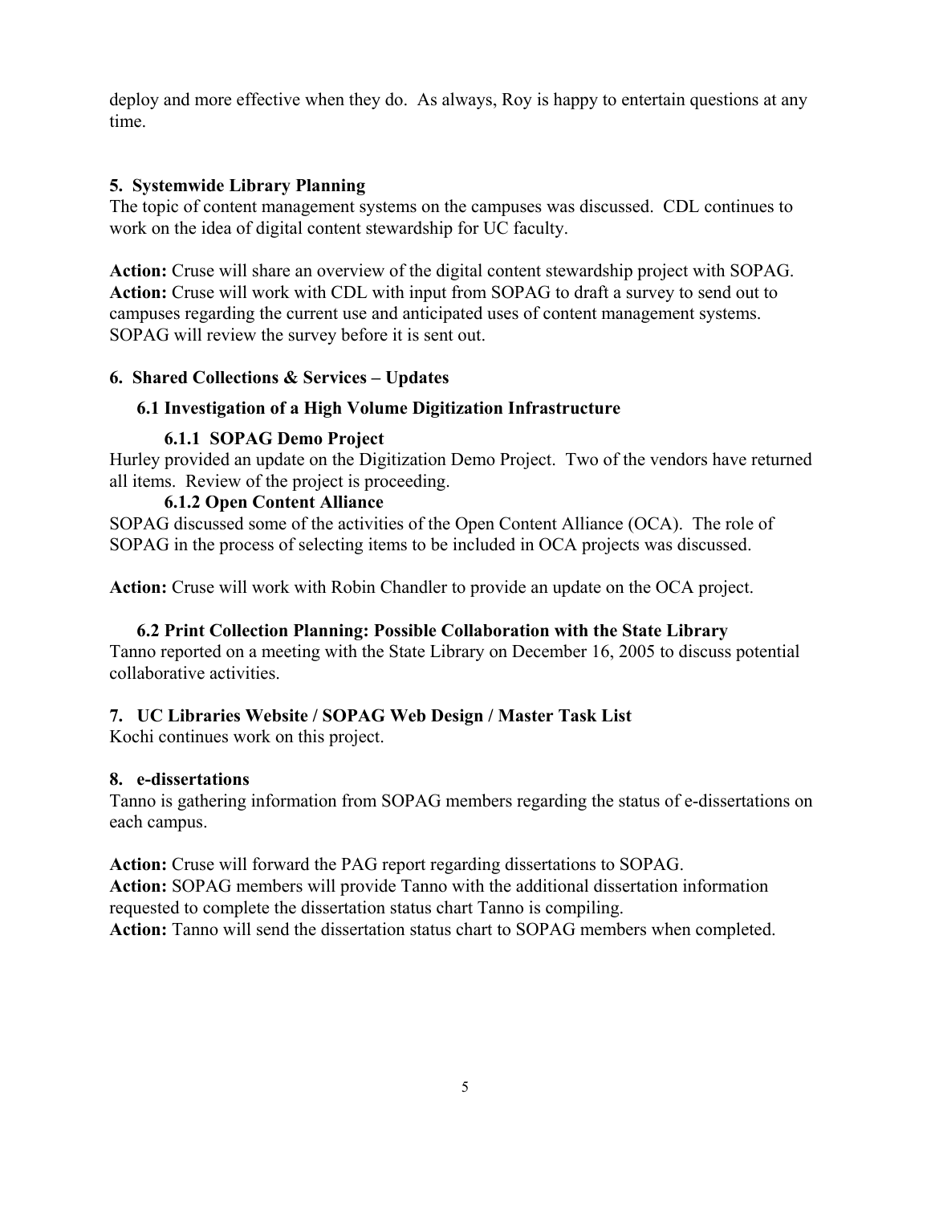deploy and more effective when they do. As always, Roy is happy to entertain questions at any time.

### 5. Systemwide Library Planning

The topic of content management systems on the campuses was discussed. CDL continues to work on the idea of digital content stewardship for UC faculty.

**Action:** Cruse will share an overview of the digital content stewardship project with SOPAG.
**Action:** Cruse will work with CDL with input from SOPAG to draft a survey to send out to campuses regarding the current use and anticipated uses of content management systems. SOPAG will review the survey before it is sent out.

### 6. Shared Collections & Services – Updates

#### 6.1 Investigation of a High Volume Digitization Infrastructure

##### 6.1.1 SOPAG Demo Project

Hurley provided an update on the Digitization Demo Project. Two of the vendors have returned all items. Review of the project is proceeding.

##### 6.1.2 Open Content Alliance

SOPAG discussed some of the activities of the Open Content Alliance (OCA). The role of SOPAG in the process of selecting items to be included in OCA projects was discussed.

**Action:** Cruse will work with Robin Chandler to provide an update on the OCA project.

#### 6.2 Print Collection Planning: Possible Collaboration with the State Library

Tanno reported on a meeting with the State Library on December 16, 2005 to discuss potential collaborative activities.

### 7. UC Libraries Website / SOPAG Web Design / Master Task List

Kochi continues work on this project.

### 8. e-dissertations

Tanno is gathering information from SOPAG members regarding the status of e-dissertations on each campus.

**Action:** Cruse will forward the PAG report regarding dissertations to SOPAG.
**Action:** SOPAG members will provide Tanno with the additional dissertation information requested to complete the dissertation status chart Tanno is compiling.
**Action:** Tanno will send the dissertation status chart to SOPAG members when completed.